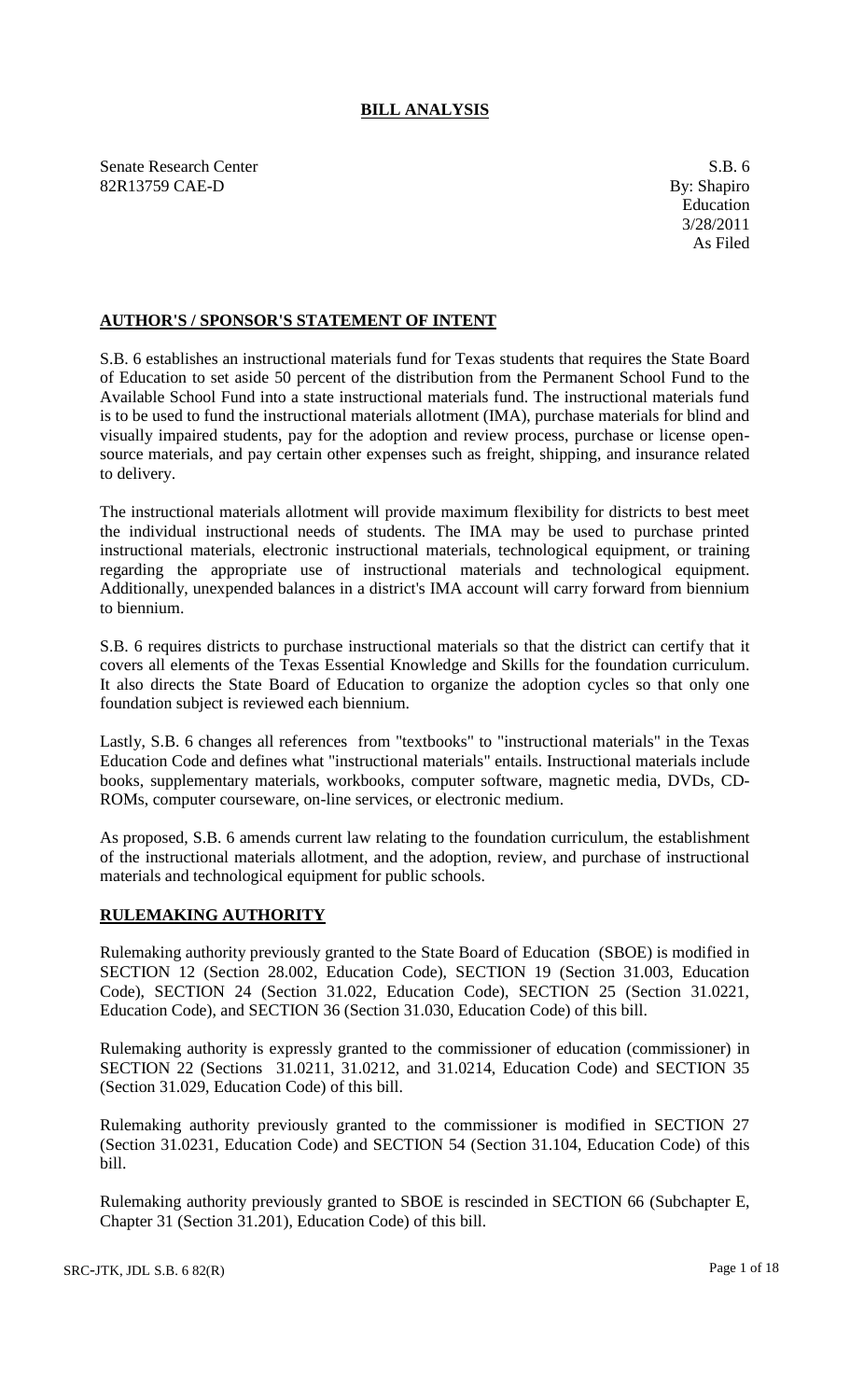# BILL ANALYSIS

Senate Research Center
82R13759 CAE-D

S.B. 6
By: Shapiro
Education
3/28/2011
As Filed

## AUTHOR'S / SPONSOR'S STATEMENT OF INTENT

S.B. 6 establishes an instructional materials fund for Texas students that requires the State Board of Education to set aside 50 percent of the distribution from the Permanent School Fund to the Available School Fund into a state instructional materials fund. The instructional materials fund is to be used to fund the instructional materials allotment (IMA), purchase materials for blind and visually impaired students, pay for the adoption and review process, purchase or license open-source materials, and pay certain other expenses such as freight, shipping, and insurance related to delivery.

The instructional materials allotment will provide maximum flexibility for districts to best meet the individual instructional needs of students. The IMA may be used to purchase printed instructional materials, electronic instructional materials, technological equipment, or training regarding the appropriate use of instructional materials and technological equipment. Additionally, unexpended balances in a district's IMA account will carry forward from biennium to biennium.

S.B. 6 requires districts to purchase instructional materials so that the district can certify that it covers all elements of the Texas Essential Knowledge and Skills for the foundation curriculum. It also directs the State Board of Education to organize the adoption cycles so that only one foundation subject is reviewed each biennium.

Lastly, S.B. 6 changes all references from "textbooks" to "instructional materials" in the Texas Education Code and defines what "instructional materials" entails. Instructional materials include books, supplementary materials, workbooks, computer software, magnetic media, DVDs, CD-ROMs, computer courseware, on-line services, or electronic medium.

As proposed, S.B. 6 amends current law relating to the foundation curriculum, the establishment of the instructional materials allotment, and the adoption, review, and purchase of instructional materials and technological equipment for public schools.

## RULEMAKING AUTHORITY

Rulemaking authority previously granted to the State Board of Education (SBOE) is modified in SECTION 12 (Section 28.002, Education Code), SECTION 19 (Section 31.003, Education Code), SECTION 24 (Section 31.022, Education Code), SECTION 25 (Section 31.0221, Education Code), and SECTION 36 (Section 31.030, Education Code) of this bill.

Rulemaking authority is expressly granted to the commissioner of education (commissioner) in SECTION 22 (Sections 31.0211, 31.0212, and 31.0214, Education Code) and SECTION 35 (Section 31.029, Education Code) of this bill.

Rulemaking authority previously granted to the commissioner is modified in SECTION 27 (Section 31.0231, Education Code) and SECTION 54 (Section 31.104, Education Code) of this bill.

Rulemaking authority previously granted to SBOE is rescinded in SECTION 66 (Subchapter E, Chapter 31 (Section 31.201), Education Code) of this bill.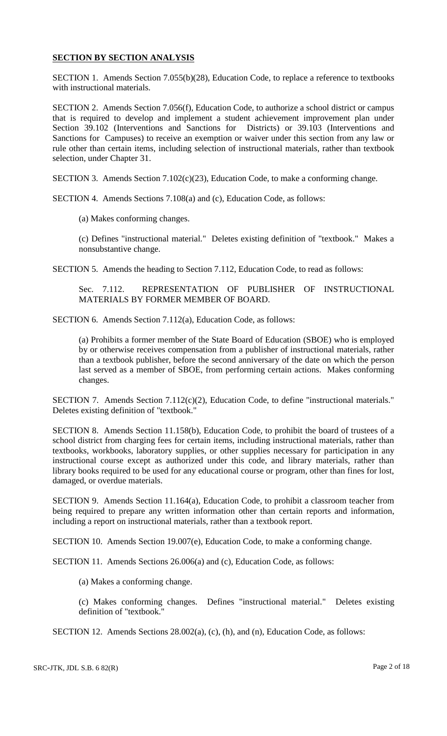## SECTION BY SECTION ANALYSIS

SECTION 1. Amends Section 7.055(b)(28), Education Code, to replace a reference to textbooks with instructional materials.

SECTION 2. Amends Section 7.056(f), Education Code, to authorize a school district or campus that is required to develop and implement a student achievement improvement plan under Section 39.102 (Interventions and Sanctions for Districts) or 39.103 (Interventions and Sanctions for Campuses) to receive an exemption or waiver under this section from any law or rule other than certain items, including selection of instructional materials, rather than textbook selection, under Chapter 31.

SECTION 3. Amends Section 7.102(c)(23), Education Code, to make a conforming change.

SECTION 4. Amends Sections 7.108(a) and (c), Education Code, as follows:

(a) Makes conforming changes.

(c) Defines "instructional material." Deletes existing definition of "textbook." Makes a nonsubstantive change.

SECTION 5. Amends the heading to Section 7.112, Education Code, to read as follows:

Sec. 7.112. REPRESENTATION OF PUBLISHER OF INSTRUCTIONAL MATERIALS BY FORMER MEMBER OF BOARD.

SECTION 6. Amends Section 7.112(a), Education Code, as follows:

(a) Prohibits a former member of the State Board of Education (SBOE) who is employed by or otherwise receives compensation from a publisher of instructional materials, rather than a textbook publisher, before the second anniversary of the date on which the person last served as a member of SBOE, from performing certain actions. Makes conforming changes.

SECTION 7. Amends Section 7.112(c)(2), Education Code, to define "instructional materials." Deletes existing definition of "textbook."

SECTION 8. Amends Section 11.158(b), Education Code, to prohibit the board of trustees of a school district from charging fees for certain items, including instructional materials, rather than textbooks, workbooks, laboratory supplies, or other supplies necessary for participation in any instructional course except as authorized under this code, and library materials, rather than library books required to be used for any educational course or program, other than fines for lost, damaged, or overdue materials.

SECTION 9. Amends Section 11.164(a), Education Code, to prohibit a classroom teacher from being required to prepare any written information other than certain reports and information, including a report on instructional materials, rather than a textbook report.

SECTION 10. Amends Section 19.007(e), Education Code, to make a conforming change.

SECTION 11. Amends Sections 26.006(a) and (c), Education Code, as follows:

(a) Makes a conforming change.

(c) Makes conforming changes. Defines "instructional material." Deletes existing definition of "textbook."

SECTION 12. Amends Sections 28.002(a), (c), (h), and (n), Education Code, as follows: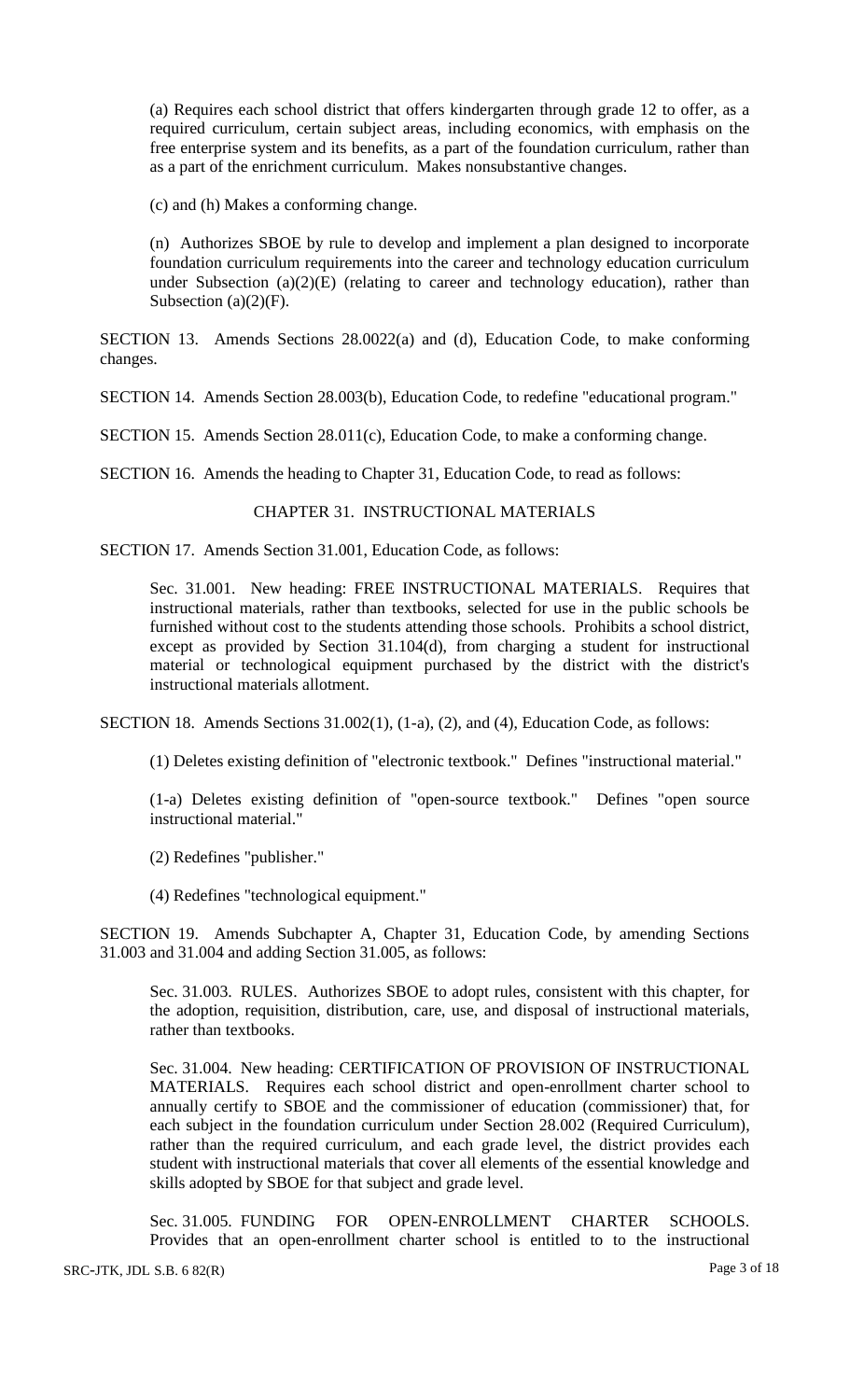(a) Requires each school district that offers kindergarten through grade 12 to offer, as a required curriculum, certain subject areas, including economics, with emphasis on the free enterprise system and its benefits, as a part of the foundation curriculum, rather than as a part of the enrichment curriculum. Makes nonsubstantive changes.

(c) and (h) Makes a conforming change.

(n) Authorizes SBOE by rule to develop and implement a plan designed to incorporate foundation curriculum requirements into the career and technology education curriculum under Subsection (a)(2)(E) (relating to career and technology education), rather than Subsection (a)(2)(F).

SECTION 13. Amends Sections 28.0022(a) and (d), Education Code, to make conforming changes.

SECTION 14. Amends Section 28.003(b), Education Code, to redefine "educational program."

SECTION 15. Amends Section 28.011(c), Education Code, to make a conforming change.

SECTION 16. Amends the heading to Chapter 31, Education Code, to read as follows:

CHAPTER 31. INSTRUCTIONAL MATERIALS

SECTION 17. Amends Section 31.001, Education Code, as follows:

Sec. 31.001. New heading: FREE INSTRUCTIONAL MATERIALS. Requires that instructional materials, rather than textbooks, selected for use in the public schools be furnished without cost to the students attending those schools. Prohibits a school district, except as provided by Section 31.104(d), from charging a student for instructional material or technological equipment purchased by the district with the district's instructional materials allotment.

SECTION 18. Amends Sections 31.002(1), (1-a), (2), and (4), Education Code, as follows:

(1) Deletes existing definition of "electronic textbook." Defines "instructional material."

(1-a) Deletes existing definition of "open-source textbook." Defines "open source instructional material."

(2) Redefines "publisher."

(4) Redefines "technological equipment."

SECTION 19. Amends Subchapter A, Chapter 31, Education Code, by amending Sections 31.003 and 31.004 and adding Section 31.005, as follows:

Sec. 31.003. RULES. Authorizes SBOE to adopt rules, consistent with this chapter, for the adoption, requisition, distribution, care, use, and disposal of instructional materials, rather than textbooks.

Sec. 31.004. New heading: CERTIFICATION OF PROVISION OF INSTRUCTIONAL MATERIALS. Requires each school district and open-enrollment charter school to annually certify to SBOE and the commissioner of education (commissioner) that, for each subject in the foundation curriculum under Section 28.002 (Required Curriculum), rather than the required curriculum, and each grade level, the district provides each student with instructional materials that cover all elements of the essential knowledge and skills adopted by SBOE for that subject and grade level.

Sec. 31.005. FUNDING FOR OPEN-ENROLLMENT CHARTER SCHOOLS. Provides that an open-enrollment charter school is entitled to to the instructional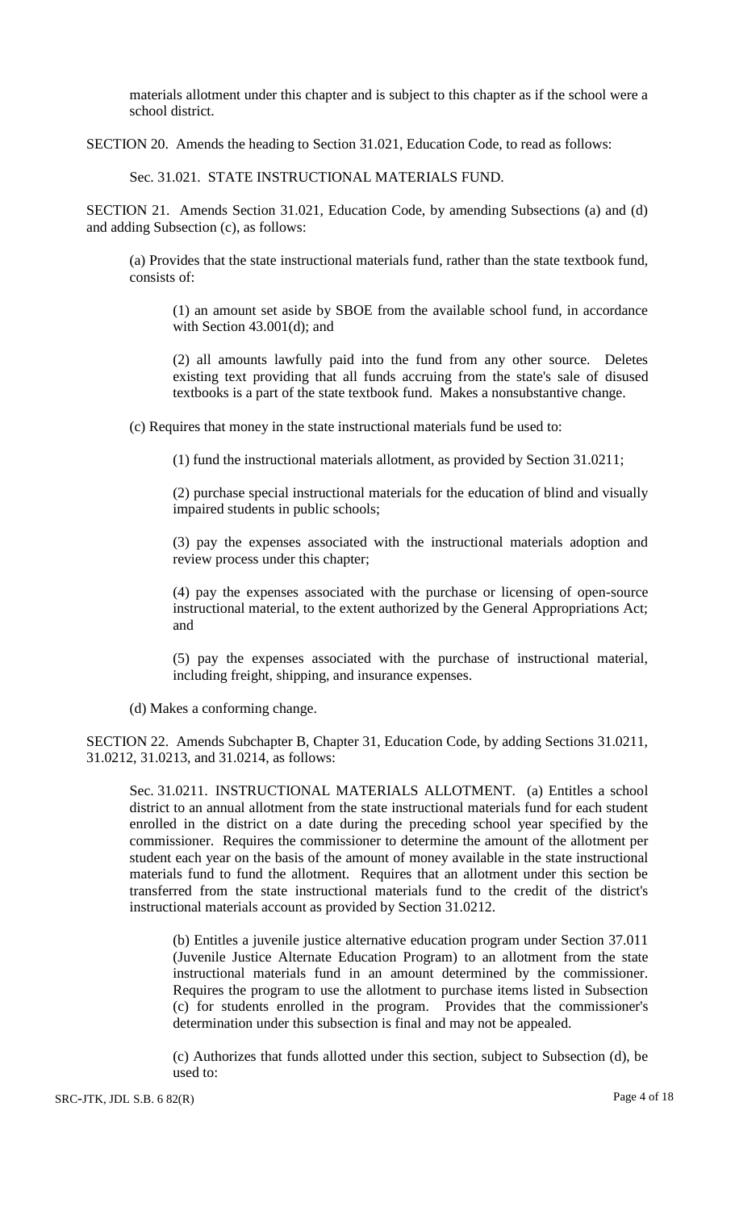materials allotment under this chapter and is subject to this chapter as if the school were a school district.

SECTION 20. Amends the heading to Section 31.021, Education Code, to read as follows:

Sec. 31.021. STATE INSTRUCTIONAL MATERIALS FUND.

SECTION 21. Amends Section 31.021, Education Code, by amending Subsections (a) and (d) and adding Subsection (c), as follows:

(a) Provides that the state instructional materials fund, rather than the state textbook fund, consists of:

(1) an amount set aside by SBOE from the available school fund, in accordance with Section 43.001(d); and

(2) all amounts lawfully paid into the fund from any other source. Deletes existing text providing that all funds accruing from the state's sale of disused textbooks is a part of the state textbook fund. Makes a nonsubstantive change.

(c) Requires that money in the state instructional materials fund be used to:

(1) fund the instructional materials allotment, as provided by Section 31.0211;

(2) purchase special instructional materials for the education of blind and visually impaired students in public schools;

(3) pay the expenses associated with the instructional materials adoption and review process under this chapter;

(4) pay the expenses associated with the purchase or licensing of open-source instructional material, to the extent authorized by the General Appropriations Act; and

(5) pay the expenses associated with the purchase of instructional material, including freight, shipping, and insurance expenses.

(d) Makes a conforming change.

SECTION 22. Amends Subchapter B, Chapter 31, Education Code, by adding Sections 31.0211, 31.0212, 31.0213, and 31.0214, as follows:

Sec. 31.0211. INSTRUCTIONAL MATERIALS ALLOTMENT. (a) Entitles a school district to an annual allotment from the state instructional materials fund for each student enrolled in the district on a date during the preceding school year specified by the commissioner. Requires the commissioner to determine the amount of the allotment per student each year on the basis of the amount of money available in the state instructional materials fund to fund the allotment. Requires that an allotment under this section be transferred from the state instructional materials fund to the credit of the district's instructional materials account as provided by Section 31.0212.

(b) Entitles a juvenile justice alternative education program under Section 37.011 (Juvenile Justice Alternate Education Program) to an allotment from the state instructional materials fund in an amount determined by the commissioner. Requires the program to use the allotment to purchase items listed in Subsection (c) for students enrolled in the program. Provides that the commissioner's determination under this subsection is final and may not be appealed.

(c) Authorizes that funds allotted under this section, subject to Subsection (d), be used to: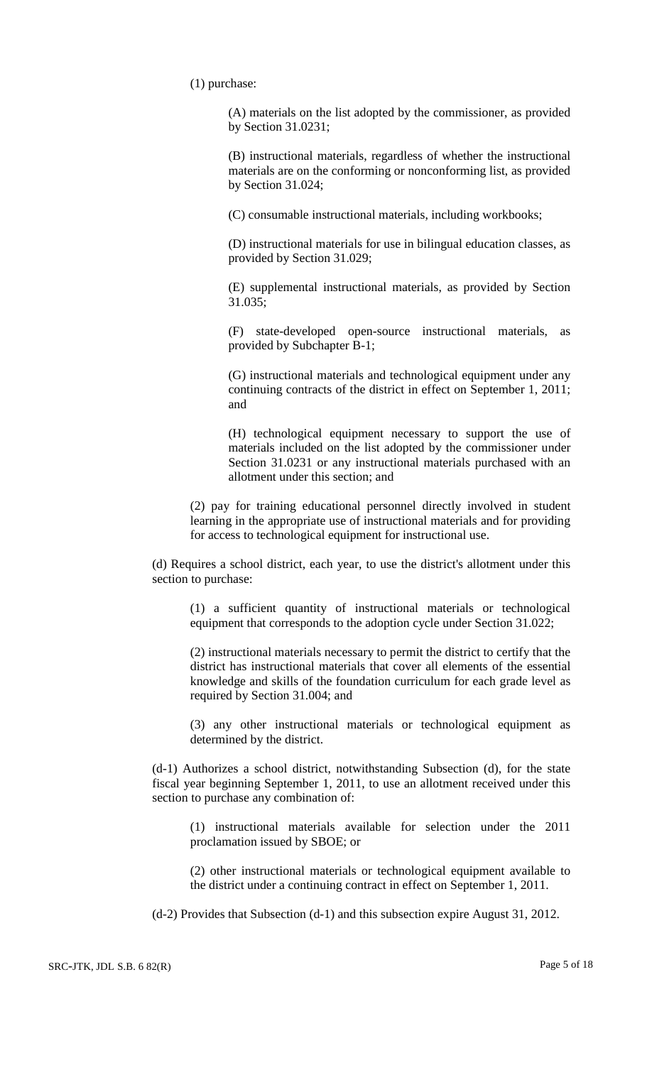(1) purchase:

(A) materials on the list adopted by the commissioner, as provided by Section 31.0231;

(B) instructional materials, regardless of whether the instructional materials are on the conforming or nonconforming list, as provided by Section 31.024;

(C) consumable instructional materials, including workbooks;

(D) instructional materials for use in bilingual education classes, as provided by Section 31.029;

(E) supplemental instructional materials, as provided by Section 31.035;

(F) state-developed open-source instructional materials, as provided by Subchapter B-1;

(G) instructional materials and technological equipment under any continuing contracts of the district in effect on September 1, 2011; and

(H) technological equipment necessary to support the use of materials included on the list adopted by the commissioner under Section 31.0231 or any instructional materials purchased with an allotment under this section; and

(2) pay for training educational personnel directly involved in student learning in the appropriate use of instructional materials and for providing for access to technological equipment for instructional use.

(d) Requires a school district, each year, to use the district's allotment under this section to purchase:

(1) a sufficient quantity of instructional materials or technological equipment that corresponds to the adoption cycle under Section 31.022;

(2) instructional materials necessary to permit the district to certify that the district has instructional materials that cover all elements of the essential knowledge and skills of the foundation curriculum for each grade level as required by Section 31.004; and

(3) any other instructional materials or technological equipment as determined by the district.

(d-1) Authorizes a school district, notwithstanding Subsection (d), for the state fiscal year beginning September 1, 2011, to use an allotment received under this section to purchase any combination of:

(1) instructional materials available for selection under the 2011 proclamation issued by SBOE; or

(2) other instructional materials or technological equipment available to the district under a continuing contract in effect on September 1, 2011.

(d-2) Provides that Subsection (d-1) and this subsection expire August 31, 2012.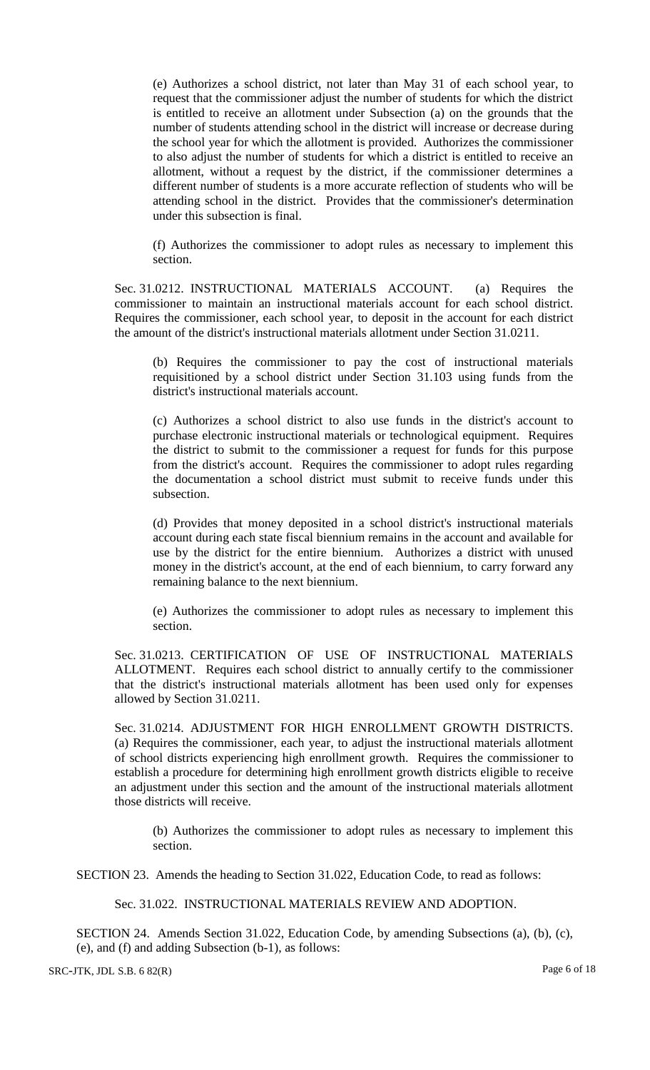(e) Authorizes a school district, not later than May 31 of each school year, to request that the commissioner adjust the number of students for which the district is entitled to receive an allotment under Subsection (a) on the grounds that the number of students attending school in the district will increase or decrease during the school year for which the allotment is provided. Authorizes the commissioner to also adjust the number of students for which a district is entitled to receive an allotment, without a request by the district, if the commissioner determines a different number of students is a more accurate reflection of students who will be attending school in the district. Provides that the commissioner's determination under this subsection is final.

(f) Authorizes the commissioner to adopt rules as necessary to implement this section.

Sec. 31.0212. INSTRUCTIONAL MATERIALS ACCOUNT. (a) Requires the commissioner to maintain an instructional materials account for each school district. Requires the commissioner, each school year, to deposit in the account for each district the amount of the district's instructional materials allotment under Section 31.0211.

(b) Requires the commissioner to pay the cost of instructional materials requisitioned by a school district under Section 31.103 using funds from the district's instructional materials account.

(c) Authorizes a school district to also use funds in the district's account to purchase electronic instructional materials or technological equipment. Requires the district to submit to the commissioner a request for funds for this purpose from the district's account. Requires the commissioner to adopt rules regarding the documentation a school district must submit to receive funds under this subsection.

(d) Provides that money deposited in a school district's instructional materials account during each state fiscal biennium remains in the account and available for use by the district for the entire biennium. Authorizes a district with unused money in the district's account, at the end of each biennium, to carry forward any remaining balance to the next biennium.

(e) Authorizes the commissioner to adopt rules as necessary to implement this section.

Sec. 31.0213. CERTIFICATION OF USE OF INSTRUCTIONAL MATERIALS ALLOTMENT. Requires each school district to annually certify to the commissioner that the district's instructional materials allotment has been used only for expenses allowed by Section 31.0211.

Sec. 31.0214. ADJUSTMENT FOR HIGH ENROLLMENT GROWTH DISTRICTS. (a) Requires the commissioner, each year, to adjust the instructional materials allotment of school districts experiencing high enrollment growth. Requires the commissioner to establish a procedure for determining high enrollment growth districts eligible to receive an adjustment under this section and the amount of the instructional materials allotment those districts will receive.

(b) Authorizes the commissioner to adopt rules as necessary to implement this section.

SECTION 23. Amends the heading to Section 31.022, Education Code, to read as follows:

Sec. 31.022. INSTRUCTIONAL MATERIALS REVIEW AND ADOPTION.

SECTION 24. Amends Section 31.022, Education Code, by amending Subsections (a), (b), (c), (e), and (f) and adding Subsection (b-1), as follows: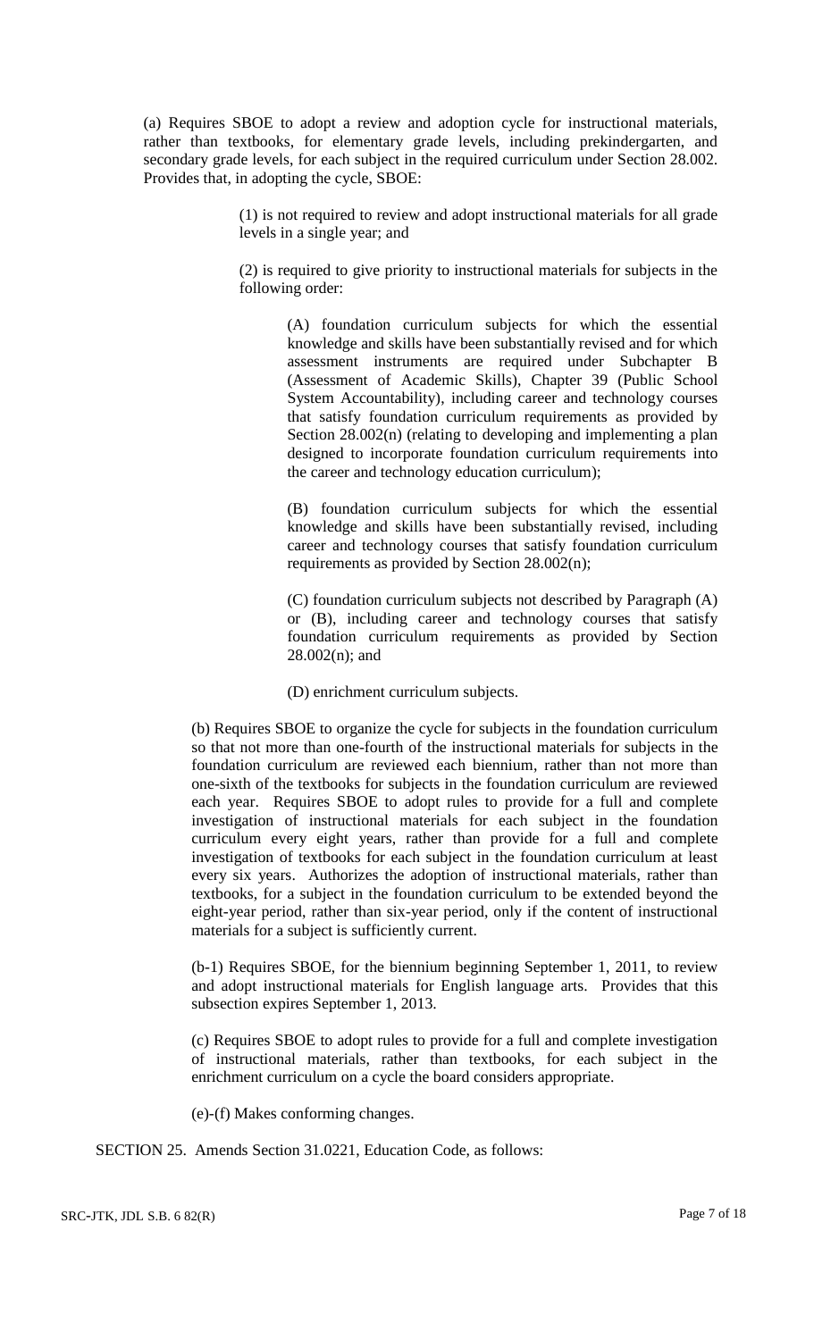(a) Requires SBOE to adopt a review and adoption cycle for instructional materials, rather than textbooks, for elementary grade levels, including prekindergarten, and secondary grade levels, for each subject in the required curriculum under Section 28.002. Provides that, in adopting the cycle, SBOE:

> (1) is not required to review and adopt instructional materials for all grade levels in a single year; and
>
> (2) is required to give priority to instructional materials for subjects in the following order:
>
> > (A) foundation curriculum subjects for which the essential knowledge and skills have been substantially revised and for which assessment instruments are required under Subchapter B (Assessment of Academic Skills), Chapter 39 (Public School System Accountability), including career and technology courses that satisfy foundation curriculum requirements as provided by Section 28.002(n) (relating to developing and implementing a plan designed to incorporate foundation curriculum requirements into the career and technology education curriculum);
> >
> > (B) foundation curriculum subjects for which the essential knowledge and skills have been substantially revised, including career and technology courses that satisfy foundation curriculum requirements as provided by Section 28.002(n);
> >
> > (C) foundation curriculum subjects not described by Paragraph (A) or (B), including career and technology courses that satisfy foundation curriculum requirements as provided by Section 28.002(n); and
> >
> > (D) enrichment curriculum subjects.

(b) Requires SBOE to organize the cycle for subjects in the foundation curriculum so that not more than one-fourth of the instructional materials for subjects in the foundation curriculum are reviewed each biennium, rather than not more than one-sixth of the textbooks for subjects in the foundation curriculum are reviewed each year. Requires SBOE to adopt rules to provide for a full and complete investigation of instructional materials for each subject in the foundation curriculum every eight years, rather than provide for a full and complete investigation of textbooks for each subject in the foundation curriculum at least every six years. Authorizes the adoption of instructional materials, rather than textbooks, for a subject in the foundation curriculum to be extended beyond the eight-year period, rather than six-year period, only if the content of instructional materials for a subject is sufficiently current.

(b-1) Requires SBOE, for the biennium beginning September 1, 2011, to review and adopt instructional materials for English language arts. Provides that this subsection expires September 1, 2013.

(c) Requires SBOE to adopt rules to provide for a full and complete investigation of instructional materials, rather than textbooks, for each subject in the enrichment curriculum on a cycle the board considers appropriate.

(e)-(f) Makes conforming changes.

SECTION 25. Amends Section 31.0221, Education Code, as follows: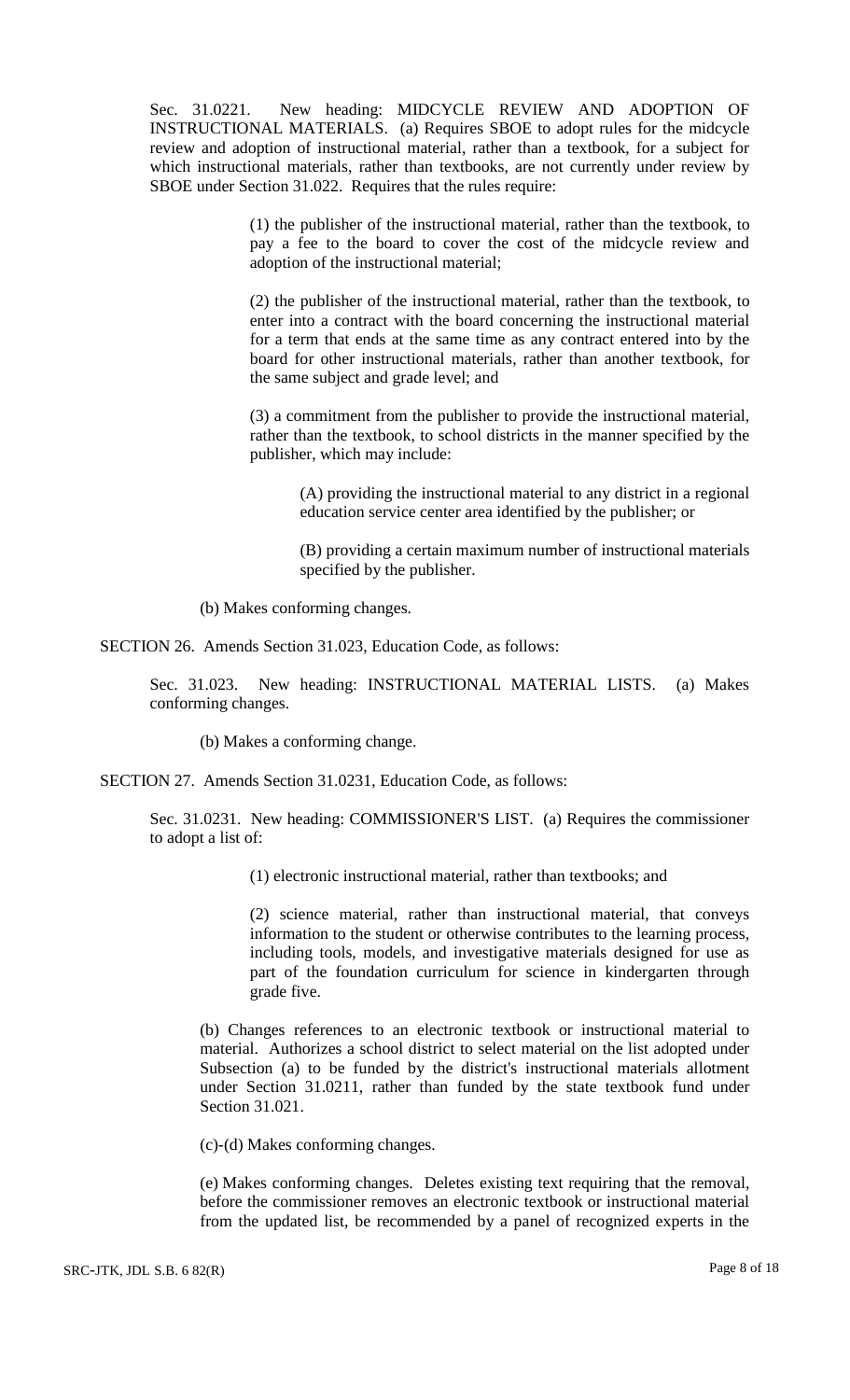Sec. 31.0221. New heading: MIDCYCLE REVIEW AND ADOPTION OF INSTRUCTIONAL MATERIALS. (a) Requires SBOE to adopt rules for the midcycle review and adoption of instructional material, rather than a textbook, for a subject for which instructional materials, rather than textbooks, are not currently under review by SBOE under Section 31.022. Requires that the rules require:

> (1) the publisher of the instructional material, rather than the textbook, to pay a fee to the board to cover the cost of the midcycle review and adoption of the instructional material;
>
> (2) the publisher of the instructional material, rather than the textbook, to enter into a contract with the board concerning the instructional material for a term that ends at the same time as any contract entered into by the board for other instructional materials, rather than another textbook, for the same subject and grade level; and
>
> (3) a commitment from the publisher to provide the instructional material, rather than the textbook, to school districts in the manner specified by the publisher, which may include:
>
> > (A) providing the instructional material to any district in a regional education service center area identified by the publisher; or
> >
> > (B) providing a certain maximum number of instructional materials specified by the publisher.

(b) Makes conforming changes.

SECTION 26. Amends Section 31.023, Education Code, as follows:

Sec. 31.023. New heading: INSTRUCTIONAL MATERIAL LISTS. (a) Makes conforming changes.

(b) Makes a conforming change.

SECTION 27. Amends Section 31.0231, Education Code, as follows:

Sec. 31.0231. New heading: COMMISSIONER'S LIST. (a) Requires the commissioner to adopt a list of:

> (1) electronic instructional material, rather than textbooks; and
>
> (2) science material, rather than instructional material, that conveys information to the student or otherwise contributes to the learning process, including tools, models, and investigative materials designed for use as part of the foundation curriculum for science in kindergarten through grade five.

(b) Changes references to an electronic textbook or instructional material to material. Authorizes a school district to select material on the list adopted under Subsection (a) to be funded by the district's instructional materials allotment under Section 31.0211, rather than funded by the state textbook fund under Section 31.021.

(c)-(d) Makes conforming changes.

(e) Makes conforming changes. Deletes existing text requiring that the removal, before the commissioner removes an electronic textbook or instructional material from the updated list, be recommended by a panel of recognized experts in the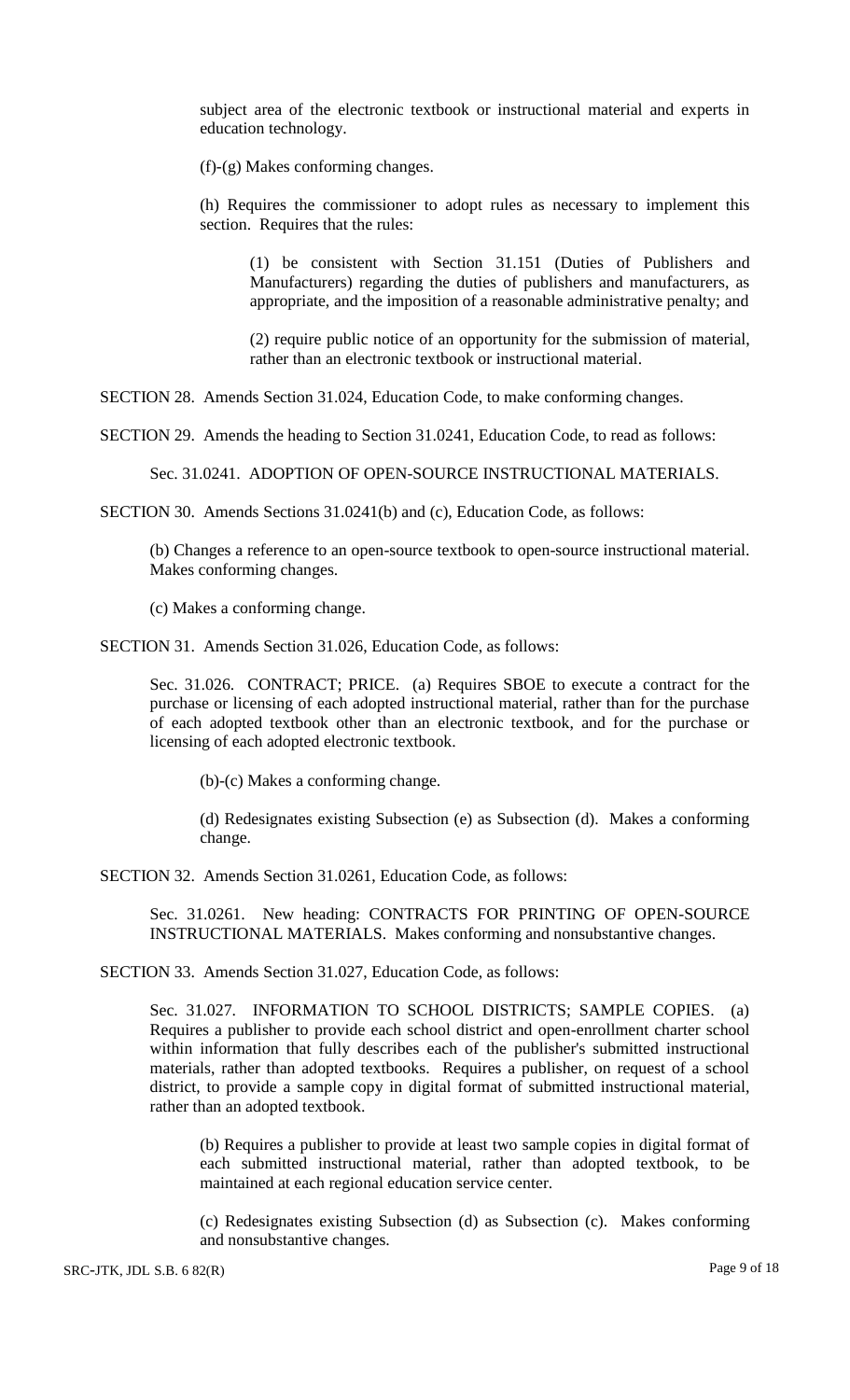subject area of the electronic textbook or instructional material and experts in education technology.

(f)-(g) Makes conforming changes.

(h) Requires the commissioner to adopt rules as necessary to implement this section. Requires that the rules:

(1) be consistent with Section 31.151 (Duties of Publishers and Manufacturers) regarding the duties of publishers and manufacturers, as appropriate, and the imposition of a reasonable administrative penalty; and

(2) require public notice of an opportunity for the submission of material, rather than an electronic textbook or instructional material.

SECTION 28. Amends Section 31.024, Education Code, to make conforming changes.

SECTION 29. Amends the heading to Section 31.0241, Education Code, to read as follows:

Sec. 31.0241. ADOPTION OF OPEN-SOURCE INSTRUCTIONAL MATERIALS.

SECTION 30. Amends Sections 31.0241(b) and (c), Education Code, as follows:

(b) Changes a reference to an open-source textbook to open-source instructional material. Makes conforming changes.

(c) Makes a conforming change.

SECTION 31. Amends Section 31.026, Education Code, as follows:

Sec. 31.026. CONTRACT; PRICE. (a) Requires SBOE to execute a contract for the purchase or licensing of each adopted instructional material, rather than for the purchase of each adopted textbook other than an electronic textbook, and for the purchase or licensing of each adopted electronic textbook.

(b)-(c) Makes a conforming change.

(d) Redesignates existing Subsection (e) as Subsection (d). Makes a conforming change.

SECTION 32. Amends Section 31.0261, Education Code, as follows:

Sec. 31.0261. New heading: CONTRACTS FOR PRINTING OF OPEN-SOURCE INSTRUCTIONAL MATERIALS. Makes conforming and nonsubstantive changes.

SECTION 33. Amends Section 31.027, Education Code, as follows:

Sec. 31.027. INFORMATION TO SCHOOL DISTRICTS; SAMPLE COPIES. (a) Requires a publisher to provide each school district and open-enrollment charter school within information that fully describes each of the publisher's submitted instructional materials, rather than adopted textbooks. Requires a publisher, on request of a school district, to provide a sample copy in digital format of submitted instructional material, rather than an adopted textbook.

(b) Requires a publisher to provide at least two sample copies in digital format of each submitted instructional material, rather than adopted textbook, to be maintained at each regional education service center.

(c) Redesignates existing Subsection (d) as Subsection (c). Makes conforming and nonsubstantive changes.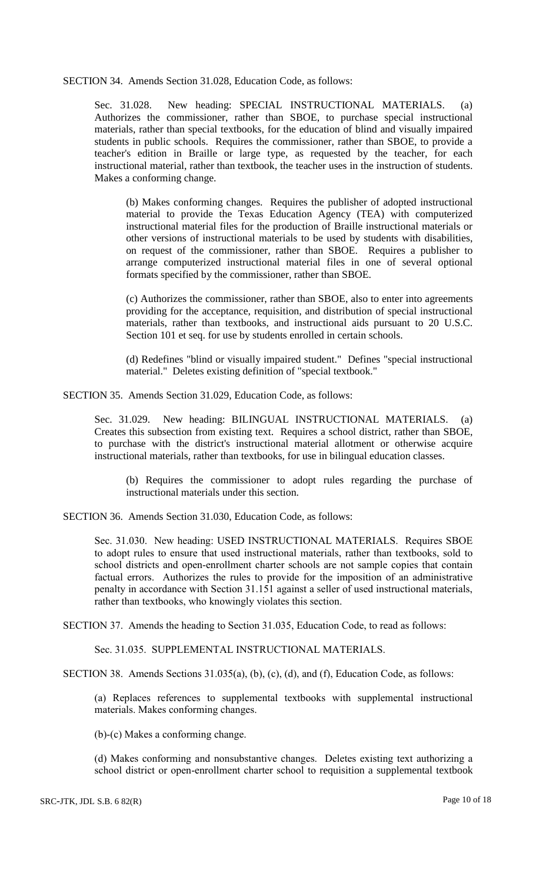SECTION 34. Amends Section 31.028, Education Code, as follows:

Sec. 31.028. New heading: SPECIAL INSTRUCTIONAL MATERIALS. (a) Authorizes the commissioner, rather than SBOE, to purchase special instructional materials, rather than special textbooks, for the education of blind and visually impaired students in public schools. Requires the commissioner, rather than SBOE, to provide a teacher's edition in Braille or large type, as requested by the teacher, for each instructional material, rather than textbook, the teacher uses in the instruction of students. Makes a conforming change.

(b) Makes conforming changes. Requires the publisher of adopted instructional material to provide the Texas Education Agency (TEA) with computerized instructional material files for the production of Braille instructional materials or other versions of instructional materials to be used by students with disabilities, on request of the commissioner, rather than SBOE. Requires a publisher to arrange computerized instructional material files in one of several optional formats specified by the commissioner, rather than SBOE.

(c) Authorizes the commissioner, rather than SBOE, also to enter into agreements providing for the acceptance, requisition, and distribution of special instructional materials, rather than textbooks, and instructional aids pursuant to 20 U.S.C. Section 101 et seq. for use by students enrolled in certain schools.

(d) Redefines "blind or visually impaired student." Defines "special instructional material." Deletes existing definition of "special textbook."

SECTION 35. Amends Section 31.029, Education Code, as follows:

Sec. 31.029. New heading: BILINGUAL INSTRUCTIONAL MATERIALS. (a) Creates this subsection from existing text. Requires a school district, rather than SBOE, to purchase with the district's instructional material allotment or otherwise acquire instructional materials, rather than textbooks, for use in bilingual education classes.

(b) Requires the commissioner to adopt rules regarding the purchase of instructional materials under this section.

SECTION 36. Amends Section 31.030, Education Code, as follows:

Sec. 31.030. New heading: USED INSTRUCTIONAL MATERIALS. Requires SBOE to adopt rules to ensure that used instructional materials, rather than textbooks, sold to school districts and open-enrollment charter schools are not sample copies that contain factual errors. Authorizes the rules to provide for the imposition of an administrative penalty in accordance with Section 31.151 against a seller of used instructional materials, rather than textbooks, who knowingly violates this section.

SECTION 37. Amends the heading to Section 31.035, Education Code, to read as follows:

Sec. 31.035. SUPPLEMENTAL INSTRUCTIONAL MATERIALS.

SECTION 38. Amends Sections 31.035(a), (b), (c), (d), and (f), Education Code, as follows:

(a) Replaces references to supplemental textbooks with supplemental instructional materials. Makes conforming changes.

(b)-(c) Makes a conforming change.

(d) Makes conforming and nonsubstantive changes. Deletes existing text authorizing a school district or open-enrollment charter school to requisition a supplemental textbook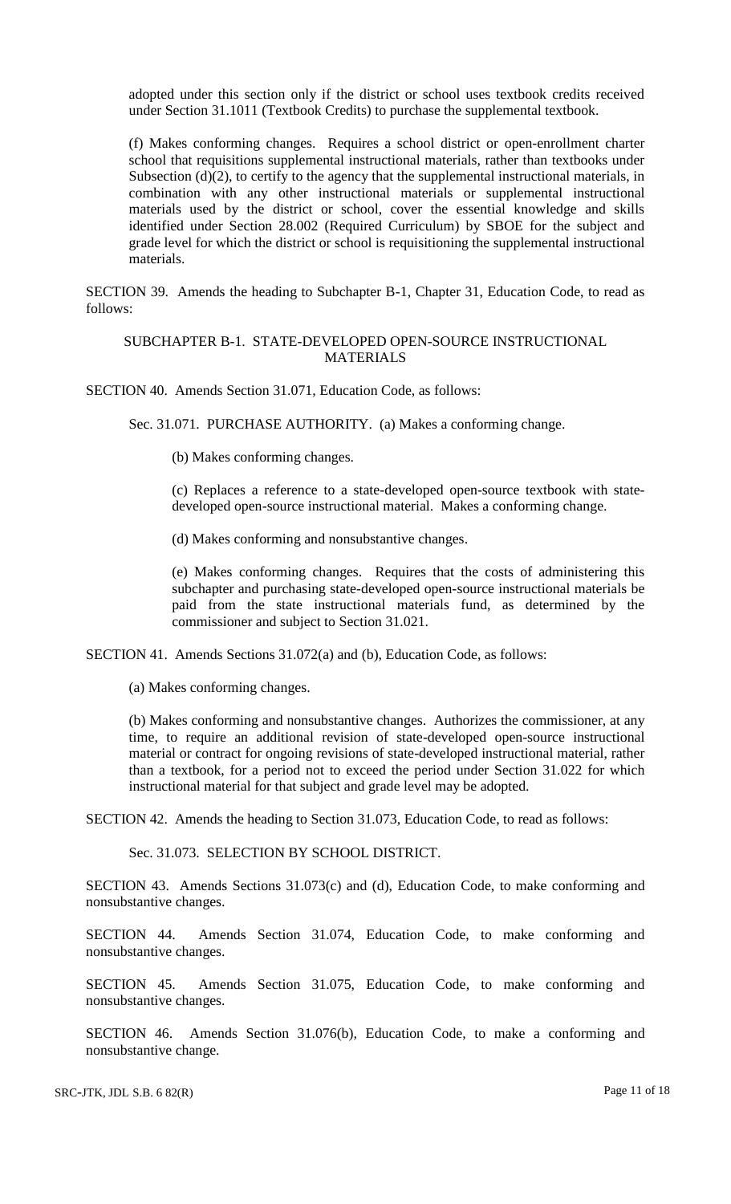adopted under this section only if the district or school uses textbook credits received under Section 31.1011 (Textbook Credits) to purchase the supplemental textbook.

(f) Makes conforming changes. Requires a school district or open-enrollment charter school that requisitions supplemental instructional materials, rather than textbooks under Subsection (d)(2), to certify to the agency that the supplemental instructional materials, in combination with any other instructional materials or supplemental instructional materials used by the district or school, cover the essential knowledge and skills identified under Section 28.002 (Required Curriculum) by SBOE for the subject and grade level for which the district or school is requisitioning the supplemental instructional materials.

SECTION 39. Amends the heading to Subchapter B-1, Chapter 31, Education Code, to read as follows:

SUBCHAPTER B-1. STATE-DEVELOPED OPEN-SOURCE INSTRUCTIONAL MATERIALS

SECTION 40. Amends Section 31.071, Education Code, as follows:

Sec. 31.071. PURCHASE AUTHORITY. (a) Makes a conforming change.

(b) Makes conforming changes.

(c) Replaces a reference to a state-developed open-source textbook with state-developed open-source instructional material. Makes a conforming change.

(d) Makes conforming and nonsubstantive changes.

(e) Makes conforming changes. Requires that the costs of administering this subchapter and purchasing state-developed open-source instructional materials be paid from the state instructional materials fund, as determined by the commissioner and subject to Section 31.021.

SECTION 41. Amends Sections 31.072(a) and (b), Education Code, as follows:

(a) Makes conforming changes.

(b) Makes conforming and nonsubstantive changes. Authorizes the commissioner, at any time, to require an additional revision of state-developed open-source instructional material or contract for ongoing revisions of state-developed instructional material, rather than a textbook, for a period not to exceed the period under Section 31.022 for which instructional material for that subject and grade level may be adopted.

SECTION 42. Amends the heading to Section 31.073, Education Code, to read as follows:

Sec. 31.073. SELECTION BY SCHOOL DISTRICT.

SECTION 43. Amends Sections 31.073(c) and (d), Education Code, to make conforming and nonsubstantive changes.

SECTION 44. Amends Section 31.074, Education Code, to make conforming and nonsubstantive changes.

SECTION 45. Amends Section 31.075, Education Code, to make conforming and nonsubstantive changes.

SECTION 46. Amends Section 31.076(b), Education Code, to make a conforming and nonsubstantive change.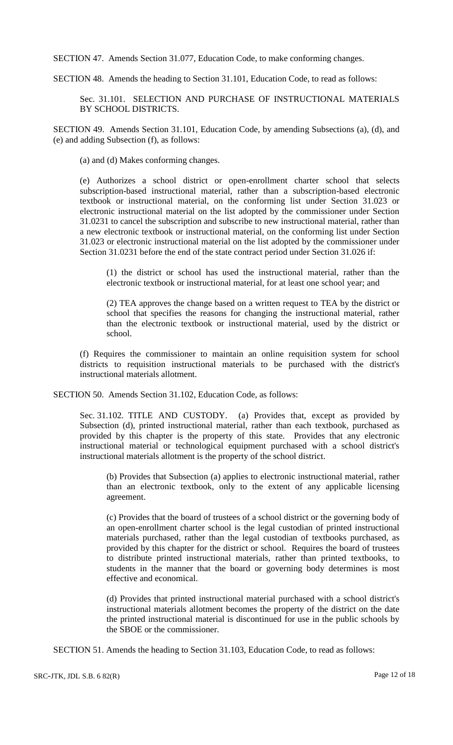SECTION 47. Amends Section 31.077, Education Code, to make conforming changes.

SECTION 48. Amends the heading to Section 31.101, Education Code, to read as follows:

> Sec. 31.101. SELECTION AND PURCHASE OF INSTRUCTIONAL MATERIALS BY SCHOOL DISTRICTS.

SECTION 49. Amends Section 31.101, Education Code, by amending Subsections (a), (d), and (e) and adding Subsection (f), as follows:

> (a) and (d) Makes conforming changes.
>
> (e) Authorizes a school district or open-enrollment charter school that selects subscription-based instructional material, rather than a subscription-based electronic textbook or instructional material, on the conforming list under Section 31.023 or electronic instructional material on the list adopted by the commissioner under Section 31.0231 to cancel the subscription and subscribe to new instructional material, rather than a new electronic textbook or instructional material, on the conforming list under Section 31.023 or electronic instructional material on the list adopted by the commissioner under Section 31.0231 before the end of the state contract period under Section 31.026 if:
>
> > (1) the district or school has used the instructional material, rather than the electronic textbook or instructional material, for at least one school year; and
> >
> > (2) TEA approves the change based on a written request to TEA by the district or school that specifies the reasons for changing the instructional material, rather than the electronic textbook or instructional material, used by the district or school.
>
> (f) Requires the commissioner to maintain an online requisition system for school districts to requisition instructional materials to be purchased with the district's instructional materials allotment.

SECTION 50. Amends Section 31.102, Education Code, as follows:

> Sec. 31.102. TITLE AND CUSTODY. (a) Provides that, except as provided by Subsection (d), printed instructional material, rather than each textbook, purchased as provided by this chapter is the property of this state. Provides that any electronic instructional material or technological equipment purchased with a school district's instructional materials allotment is the property of the school district.
>
> > (b) Provides that Subsection (a) applies to electronic instructional material, rather than an electronic textbook, only to the extent of any applicable licensing agreement.
> >
> > (c) Provides that the board of trustees of a school district or the governing body of an open-enrollment charter school is the legal custodian of printed instructional materials purchased, rather than the legal custodian of textbooks purchased, as provided by this chapter for the district or school. Requires the board of trustees to distribute printed instructional materials, rather than printed textbooks, to students in the manner that the board or governing body determines is most effective and economical.
> >
> > (d) Provides that printed instructional material purchased with a school district's instructional materials allotment becomes the property of the district on the date the printed instructional material is discontinued for use in the public schools by the SBOE or the commissioner.

SECTION 51. Amends the heading to Section 31.103, Education Code, to read as follows: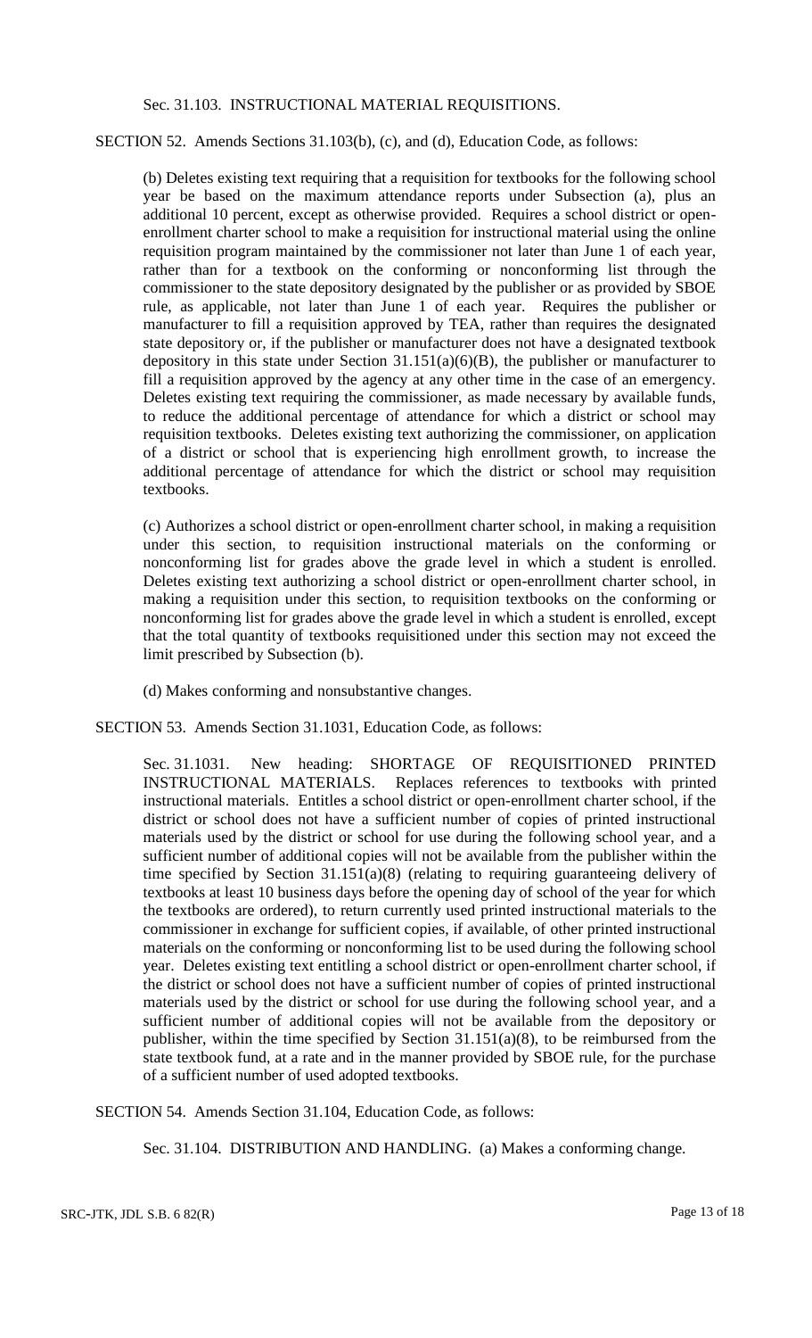Sec. 31.103. INSTRUCTIONAL MATERIAL REQUISITIONS.

SECTION 52. Amends Sections 31.103(b), (c), and (d), Education Code, as follows:

(b) Deletes existing text requiring that a requisition for textbooks for the following school year be based on the maximum attendance reports under Subsection (a), plus an additional 10 percent, except as otherwise provided. Requires a school district or open-enrollment charter school to make a requisition for instructional material using the online requisition program maintained by the commissioner not later than June 1 of each year, rather than for a textbook on the conforming or nonconforming list through the commissioner to the state depository designated by the publisher or as provided by SBOE rule, as applicable, not later than June 1 of each year. Requires the publisher or manufacturer to fill a requisition approved by TEA, rather than requires the designated state depository or, if the publisher or manufacturer does not have a designated textbook depository in this state under Section 31.151(a)(6)(B), the publisher or manufacturer to fill a requisition approved by the agency at any other time in the case of an emergency. Deletes existing text requiring the commissioner, as made necessary by available funds, to reduce the additional percentage of attendance for which a district or school may requisition textbooks. Deletes existing text authorizing the commissioner, on application of a district or school that is experiencing high enrollment growth, to increase the additional percentage of attendance for which the district or school may requisition textbooks.

(c) Authorizes a school district or open-enrollment charter school, in making a requisition under this section, to requisition instructional materials on the conforming or nonconforming list for grades above the grade level in which a student is enrolled. Deletes existing text authorizing a school district or open-enrollment charter school, in making a requisition under this section, to requisition textbooks on the conforming or nonconforming list for grades above the grade level in which a student is enrolled, except that the total quantity of textbooks requisitioned under this section may not exceed the limit prescribed by Subsection (b).

(d) Makes conforming and nonsubstantive changes.

SECTION 53. Amends Section 31.1031, Education Code, as follows:

Sec. 31.1031. New heading: SHORTAGE OF REQUISITIONED PRINTED INSTRUCTIONAL MATERIALS. Replaces references to textbooks with printed instructional materials. Entitles a school district or open-enrollment charter school, if the district or school does not have a sufficient number of copies of printed instructional materials used by the district or school for use during the following school year, and a sufficient number of additional copies will not be available from the publisher within the time specified by Section 31.151(a)(8) (relating to requiring guaranteeing delivery of textbooks at least 10 business days before the opening day of school of the year for which the textbooks are ordered), to return currently used printed instructional materials to the commissioner in exchange for sufficient copies, if available, of other printed instructional materials on the conforming or nonconforming list to be used during the following school year. Deletes existing text entitling a school district or open-enrollment charter school, if the district or school does not have a sufficient number of copies of printed instructional materials used by the district or school for use during the following school year, and a sufficient number of additional copies will not be available from the depository or publisher, within the time specified by Section 31.151(a)(8), to be reimbursed from the state textbook fund, at a rate and in the manner provided by SBOE rule, for the purchase of a sufficient number of used adopted textbooks.

SECTION 54. Amends Section 31.104, Education Code, as follows:

Sec. 31.104. DISTRIBUTION AND HANDLING. (a) Makes a conforming change.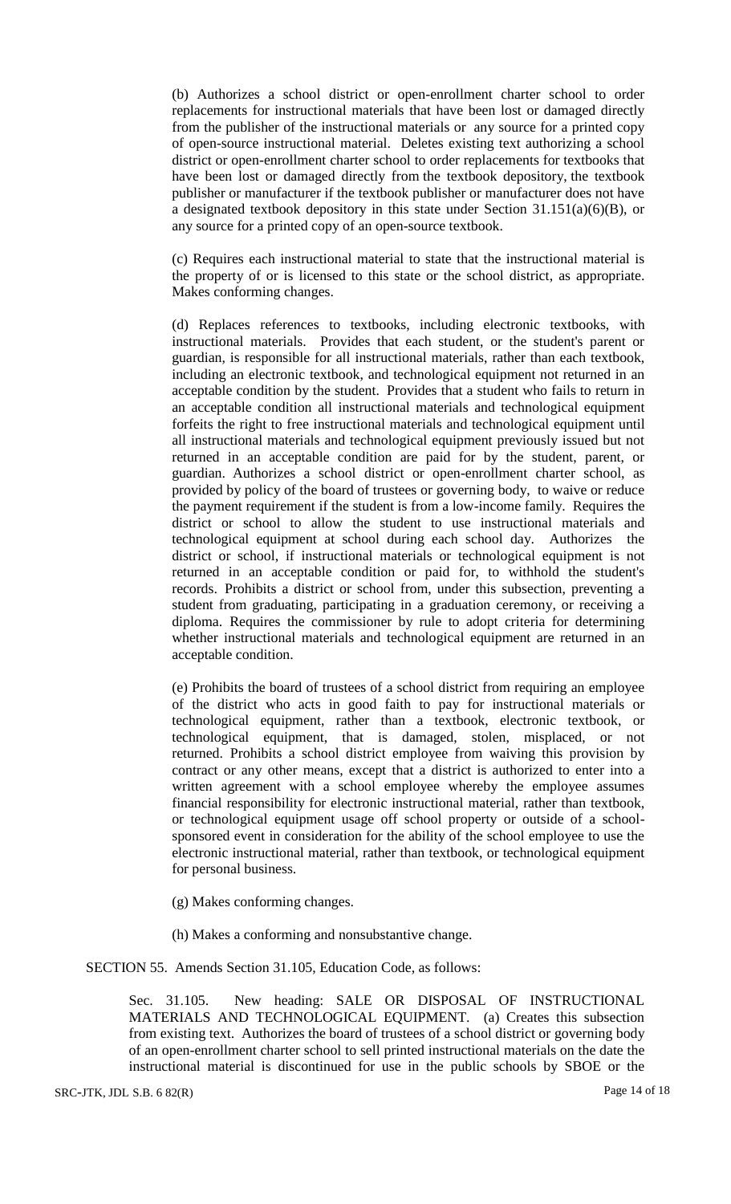(b) Authorizes a school district or open-enrollment charter school to order replacements for instructional materials that have been lost or damaged directly from the publisher of the instructional materials or any source for a printed copy of open-source instructional material. Deletes existing text authorizing a school district or open-enrollment charter school to order replacements for textbooks that have been lost or damaged directly from the textbook depository, the textbook publisher or manufacturer if the textbook publisher or manufacturer does not have a designated textbook depository in this state under Section 31.151(a)(6)(B), or any source for a printed copy of an open-source textbook.

(c) Requires each instructional material to state that the instructional material is the property of or is licensed to this state or the school district, as appropriate. Makes conforming changes.

(d) Replaces references to textbooks, including electronic textbooks, with instructional materials. Provides that each student, or the student's parent or guardian, is responsible for all instructional materials, rather than each textbook, including an electronic textbook, and technological equipment not returned in an acceptable condition by the student. Provides that a student who fails to return in an acceptable condition all instructional materials and technological equipment forfeits the right to free instructional materials and technological equipment until all instructional materials and technological equipment previously issued but not returned in an acceptable condition are paid for by the student, parent, or guardian. Authorizes a school district or open-enrollment charter school, as provided by policy of the board of trustees or governing body, to waive or reduce the payment requirement if the student is from a low-income family. Requires the district or school to allow the student to use instructional materials and technological equipment at school during each school day. Authorizes the district or school, if instructional materials or technological equipment is not returned in an acceptable condition or paid for, to withhold the student's records. Prohibits a district or school from, under this subsection, preventing a student from graduating, participating in a graduation ceremony, or receiving a diploma. Requires the commissioner by rule to adopt criteria for determining whether instructional materials and technological equipment are returned in an acceptable condition.

(e) Prohibits the board of trustees of a school district from requiring an employee of the district who acts in good faith to pay for instructional materials or technological equipment, rather than a textbook, electronic textbook, or technological equipment, that is damaged, stolen, misplaced, or not returned. Prohibits a school district employee from waiving this provision by contract or any other means, except that a district is authorized to enter into a written agreement with a school employee whereby the employee assumes financial responsibility for electronic instructional material, rather than textbook, or technological equipment usage off school property or outside of a school-sponsored event in consideration for the ability of the school employee to use the electronic instructional material, rather than textbook, or technological equipment for personal business.

(g) Makes conforming changes.

(h) Makes a conforming and nonsubstantive change.

SECTION 55. Amends Section 31.105, Education Code, as follows:

Sec. 31.105. New heading: SALE OR DISPOSAL OF INSTRUCTIONAL MATERIALS AND TECHNOLOGICAL EQUIPMENT. (a) Creates this subsection from existing text. Authorizes the board of trustees of a school district or governing body of an open-enrollment charter school to sell printed instructional materials on the date the instructional material is discontinued for use in the public schools by SBOE or the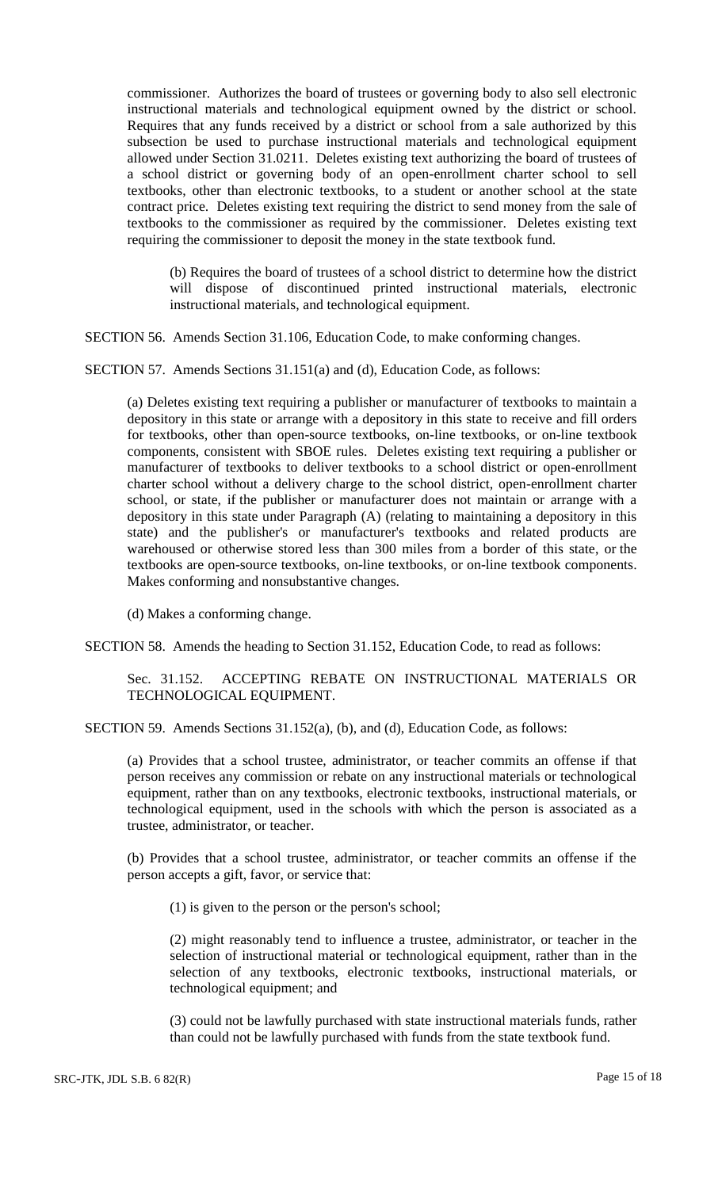commissioner. Authorizes the board of trustees or governing body to also sell electronic instructional materials and technological equipment owned by the district or school. Requires that any funds received by a district or school from a sale authorized by this subsection be used to purchase instructional materials and technological equipment allowed under Section 31.0211. Deletes existing text authorizing the board of trustees of a school district or governing body of an open-enrollment charter school to sell textbooks, other than electronic textbooks, to a student or another school at the state contract price. Deletes existing text requiring the district to send money from the sale of textbooks to the commissioner as required by the commissioner. Deletes existing text requiring the commissioner to deposit the money in the state textbook fund.

> (b) Requires the board of trustees of a school district to determine how the district will dispose of discontinued printed instructional materials, electronic instructional materials, and technological equipment.

SECTION 56. Amends Section 31.106, Education Code, to make conforming changes.

SECTION 57. Amends Sections 31.151(a) and (d), Education Code, as follows:

> (a) Deletes existing text requiring a publisher or manufacturer of textbooks to maintain a depository in this state or arrange with a depository in this state to receive and fill orders for textbooks, other than open-source textbooks, on-line textbooks, or on-line textbook components, consistent with SBOE rules. Deletes existing text requiring a publisher or manufacturer of textbooks to deliver textbooks to a school district or open-enrollment charter school without a delivery charge to the school district, open-enrollment charter school, or state, if the publisher or manufacturer does not maintain or arrange with a depository in this state under Paragraph (A) (relating to maintaining a depository in this state) and the publisher's or manufacturer's textbooks and related products are warehoused or otherwise stored less than 300 miles from a border of this state, or the textbooks are open-source textbooks, on-line textbooks, or on-line textbook components. Makes conforming and nonsubstantive changes.
>
> (d) Makes a conforming change.

SECTION 58. Amends the heading to Section 31.152, Education Code, to read as follows:

> Sec. 31.152. ACCEPTING REBATE ON INSTRUCTIONAL MATERIALS OR TECHNOLOGICAL EQUIPMENT.

SECTION 59. Amends Sections 31.152(a), (b), and (d), Education Code, as follows:

> (a) Provides that a school trustee, administrator, or teacher commits an offense if that person receives any commission or rebate on any instructional materials or technological equipment, rather than on any textbooks, electronic textbooks, instructional materials, or technological equipment, used in the schools with which the person is associated as a trustee, administrator, or teacher.
>
> (b) Provides that a school trustee, administrator, or teacher commits an offense if the person accepts a gift, favor, or service that:
>
> > (1) is given to the person or the person's school;
> >
> > (2) might reasonably tend to influence a trustee, administrator, or teacher in the selection of instructional material or technological equipment, rather than in the selection of any textbooks, electronic textbooks, instructional materials, or technological equipment; and
> >
> > (3) could not be lawfully purchased with state instructional materials funds, rather than could not be lawfully purchased with funds from the state textbook fund.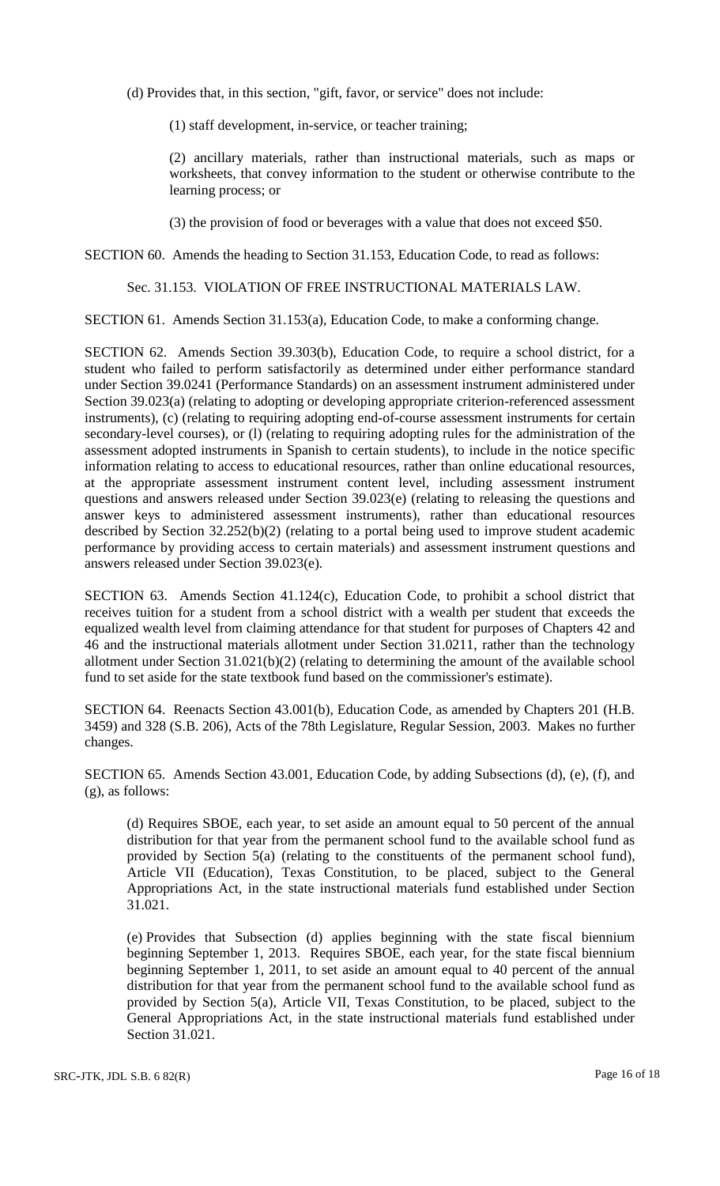(d) Provides that, in this section, "gift, favor, or service" does not include:

(1) staff development, in-service, or teacher training;

(2) ancillary materials, rather than instructional materials, such as maps or worksheets, that convey information to the student or otherwise contribute to the learning process; or

(3) the provision of food or beverages with a value that does not exceed $50.

SECTION 60. Amends the heading to Section 31.153, Education Code, to read as follows:

Sec. 31.153. VIOLATION OF FREE INSTRUCTIONAL MATERIALS LAW.

SECTION 61. Amends Section 31.153(a), Education Code, to make a conforming change.

SECTION 62. Amends Section 39.303(b), Education Code, to require a school district, for a student who failed to perform satisfactorily as determined under either performance standard under Section 39.0241 (Performance Standards) on an assessment instrument administered under Section 39.023(a) (relating to adopting or developing appropriate criterion-referenced assessment instruments), (c) (relating to requiring adopting end-of-course assessment instruments for certain secondary-level courses), or (l) (relating to requiring adopting rules for the administration of the assessment adopted instruments in Spanish to certain students), to include in the notice specific information relating to access to educational resources, rather than online educational resources, at the appropriate assessment instrument content level, including assessment instrument questions and answers released under Section 39.023(e) (relating to releasing the questions and answer keys to administered assessment instruments), rather than educational resources described by Section 32.252(b)(2) (relating to a portal being used to improve student academic performance by providing access to certain materials) and assessment instrument questions and answers released under Section 39.023(e).

SECTION 63. Amends Section 41.124(c), Education Code, to prohibit a school district that receives tuition for a student from a school district with a wealth per student that exceeds the equalized wealth level from claiming attendance for that student for purposes of Chapters 42 and 46 and the instructional materials allotment under Section 31.0211, rather than the technology allotment under Section 31.021(b)(2) (relating to determining the amount of the available school fund to set aside for the state textbook fund based on the commissioner's estimate).

SECTION 64. Reenacts Section 43.001(b), Education Code, as amended by Chapters 201 (H.B. 3459) and 328 (S.B. 206), Acts of the 78th Legislature, Regular Session, 2003. Makes no further changes.

SECTION 65. Amends Section 43.001, Education Code, by adding Subsections (d), (e), (f), and (g), as follows:

(d) Requires SBOE, each year, to set aside an amount equal to 50 percent of the annual distribution for that year from the permanent school fund to the available school fund as provided by Section 5(a) (relating to the constituents of the permanent school fund), Article VII (Education), Texas Constitution, to be placed, subject to the General Appropriations Act, in the state instructional materials fund established under Section 31.021.

(e) Provides that Subsection (d) applies beginning with the state fiscal biennium beginning September 1, 2013. Requires SBOE, each year, for the state fiscal biennium beginning September 1, 2011, to set aside an amount equal to 40 percent of the annual distribution for that year from the permanent school fund to the available school fund as provided by Section 5(a), Article VII, Texas Constitution, to be placed, subject to the General Appropriations Act, in the state instructional materials fund established under Section 31.021.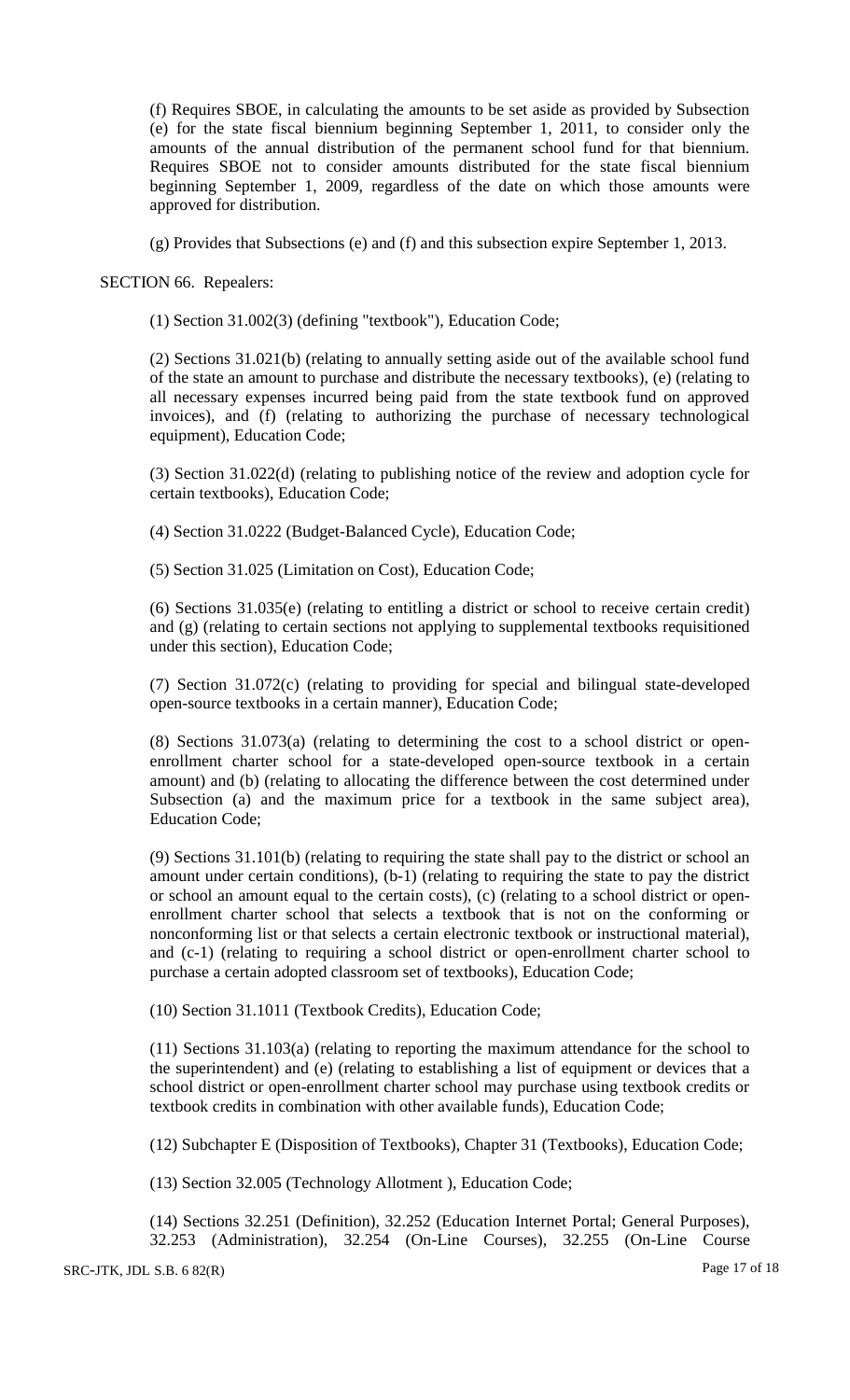(f) Requires SBOE, in calculating the amounts to be set aside as provided by Subsection (e) for the state fiscal biennium beginning September 1, 2011, to consider only the amounts of the annual distribution of the permanent school fund for that biennium. Requires SBOE not to consider amounts distributed for the state fiscal biennium beginning September 1, 2009, regardless of the date on which those amounts were approved for distribution.

(g) Provides that Subsections (e) and (f) and this subsection expire September 1, 2013.

SECTION 66. Repealers:

(1) Section 31.002(3) (defining "textbook"), Education Code;

(2) Sections 31.021(b) (relating to annually setting aside out of the available school fund of the state an amount to purchase and distribute the necessary textbooks), (e) (relating to all necessary expenses incurred being paid from the state textbook fund on approved invoices), and (f) (relating to authorizing the purchase of necessary technological equipment), Education Code;

(3) Section 31.022(d) (relating to publishing notice of the review and adoption cycle for certain textbooks), Education Code;

(4) Section 31.0222 (Budget-Balanced Cycle), Education Code;

(5) Section 31.025 (Limitation on Cost), Education Code;

(6) Sections 31.035(e) (relating to entitling a district or school to receive certain credit) and (g) (relating to certain sections not applying to supplemental textbooks requisitioned under this section), Education Code;

(7) Section 31.072(c) (relating to providing for special and bilingual state-developed open-source textbooks in a certain manner), Education Code;

(8) Sections 31.073(a) (relating to determining the cost to a school district or open-enrollment charter school for a state-developed open-source textbook in a certain amount) and (b) (relating to allocating the difference between the cost determined under Subsection (a) and the maximum price for a textbook in the same subject area), Education Code;

(9) Sections 31.101(b) (relating to requiring the state shall pay to the district or school an amount under certain conditions), (b-1) (relating to requiring the state to pay the district or school an amount equal to the certain costs), (c) (relating to a school district or open-enrollment charter school that selects a textbook that is not on the conforming or nonconforming list or that selects a certain electronic textbook or instructional material), and (c-1) (relating to requiring a school district or open-enrollment charter school to purchase a certain adopted classroom set of textbooks), Education Code;

(10) Section 31.1011 (Textbook Credits), Education Code;

(11) Sections 31.103(a) (relating to reporting the maximum attendance for the school to the superintendent) and (e) (relating to establishing a list of equipment or devices that a school district or open-enrollment charter school may purchase using textbook credits or textbook credits in combination with other available funds), Education Code;

(12) Subchapter E (Disposition of Textbooks), Chapter 31 (Textbooks), Education Code;

(13) Section 32.005 (Technology Allotment ), Education Code;

(14) Sections 32.251 (Definition), 32.252 (Education Internet Portal; General Purposes), 32.253 (Administration), 32.254 (On-Line Courses), 32.255 (On-Line Course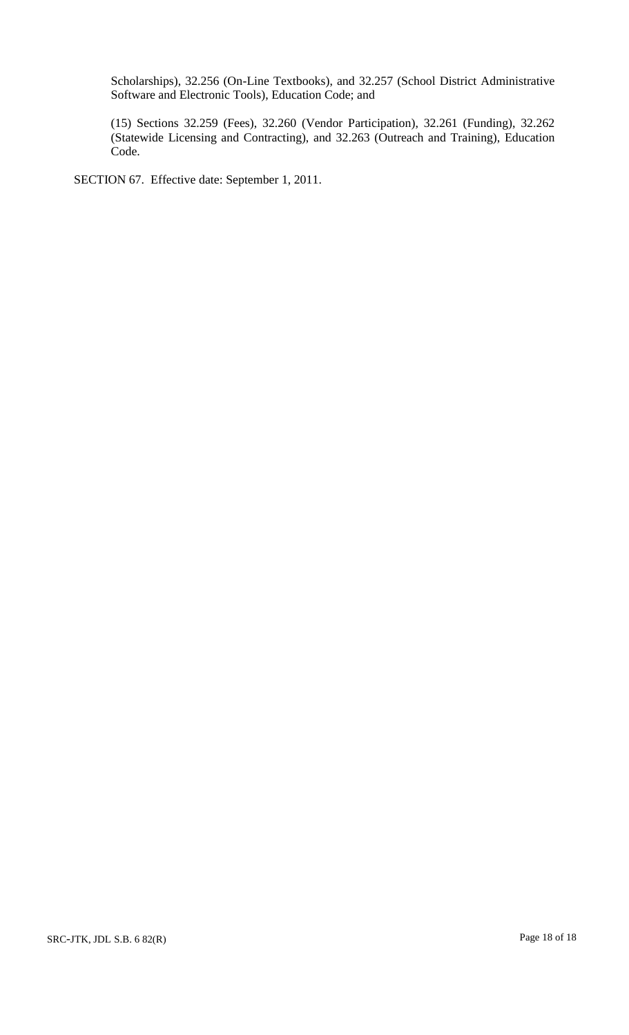Scholarships), 32.256 (On-Line Textbooks), and 32.257 (School District Administrative Software and Electronic Tools), Education Code; and

(15) Sections 32.259 (Fees), 32.260 (Vendor Participation), 32.261 (Funding), 32.262 (Statewide Licensing and Contracting), and 32.263 (Outreach and Training), Education Code.

SECTION 67. Effective date: September 1, 2011.

SRC-JTK, JDL S.B. 6 82(R)